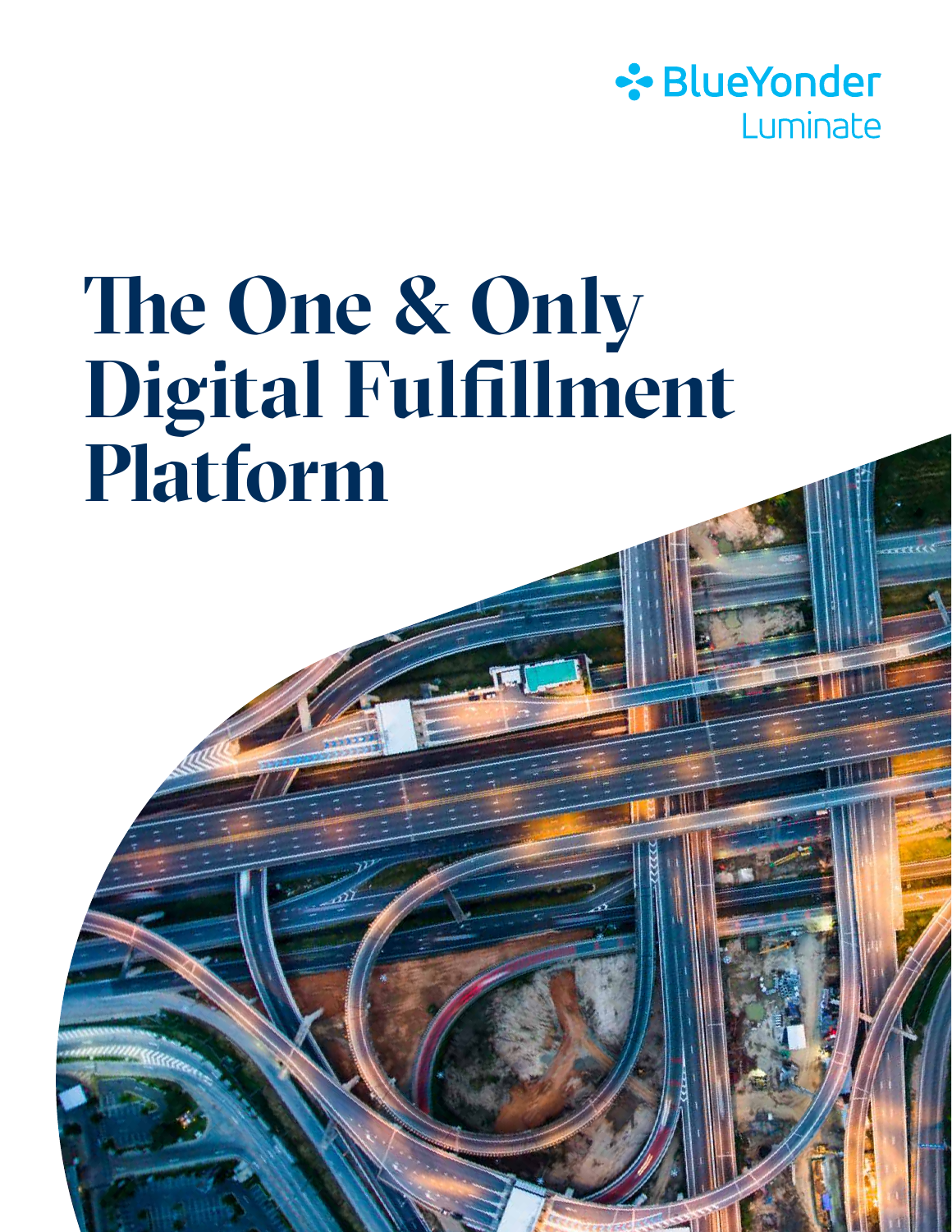Blue Yonder
Luminate

# The One & Only Digital Fulfillment Platform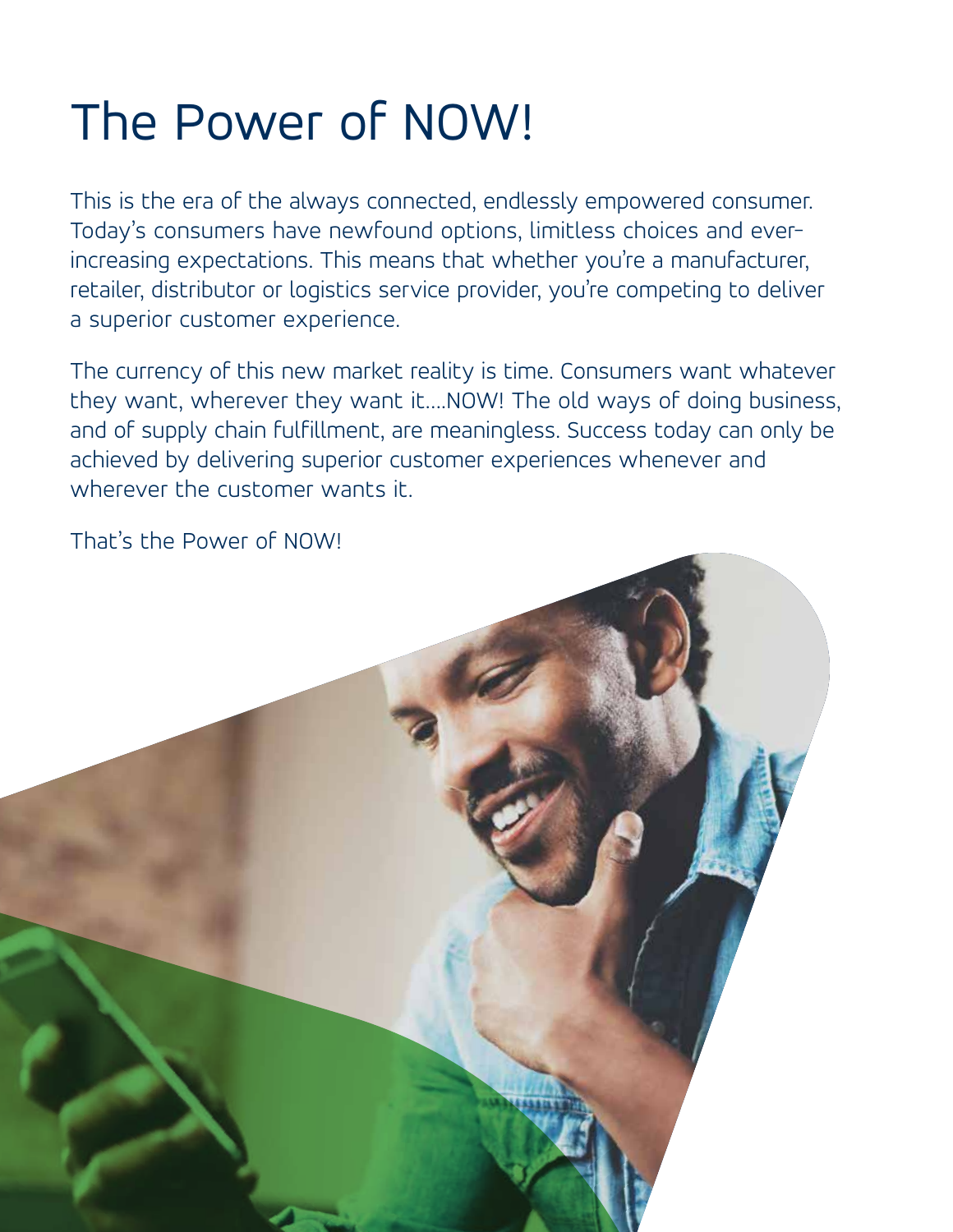# The Power of NOW!

This is the era of the always connected, endlessly empowered consumer. Today's consumers have newfound options, limitless choices and ever-increasing expectations. This means that whether you're a manufacturer, retailer, distributor or logistics service provider, you're competing to deliver a superior customer experience.

The currency of this new market reality is time. Consumers want whatever they want, wherever they want it....NOW! The old ways of doing business, and of supply chain fulfillment, are meaningless. Success today can only be achieved by delivering superior customer experiences whenever and wherever the customer wants it.

That's the Power of NOW!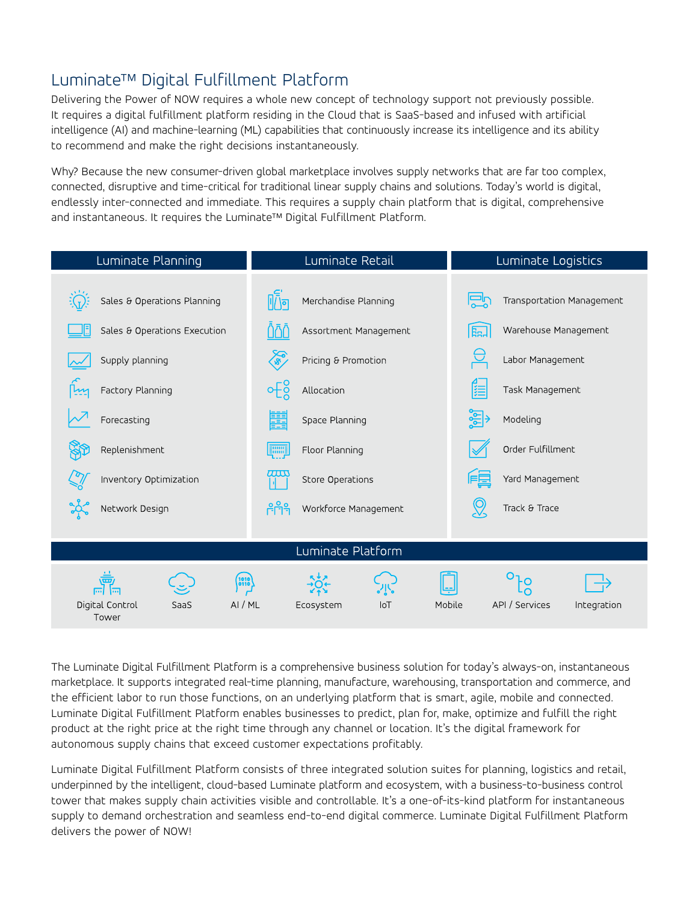# Luminate™ Digital Fulfillment Platform

Delivering the Power of NOW requires a whole new concept of technology support not previously possible. It requires a digital fulfillment platform residing in the Cloud that is SaaS-based and infused with artificial intelligence (AI) and machine-learning (ML) capabilities that continuously increase its intelligence and its ability to recommend and make the right decisions instantaneously.

Why? Because the new consumer-driven global marketplace involves supply networks that are far too complex, connected, disruptive and time-critical for traditional linear supply chains and solutions. Today's world is digital, endlessly inter-connected and immediate. This requires a supply chain platform that is digital, comprehensive and instantaneous. It requires the Luminate™ Digital Fulfillment Platform.

| Luminate Planning | Luminate Retail | Luminate Logistics |
| --- | --- | --- |
| Sales & Operations Planning | Merchandise Planning | Transportation Management |
| Sales & Operations Execution | Assortment Management | Warehouse Management |
| Supply planning | Pricing & Promotion | Labor Management |
| Factory Planning | Allocation | Task Management |
| Forecasting | Space Planning | Modeling |
| Replenishment | Floor Planning | Order Fulfillment |
| Inventory Optimization | Store Operations | Yard Management |
| Network Design | Workforce Management | Track & Trace |

**Luminate Platform**

| Digital Control Tower | SaaS | AI / ML | Ecosystem | IoT | Mobile | API / Services | Integration |
| --- | --- | --- | --- | --- | --- | --- | --- |

The Luminate Digital Fulfillment Platform is a comprehensive business solution for today's always-on, instantaneous marketplace. It supports integrated real-time planning, manufacture, warehousing, transportation and commerce, and the efficient labor to run those functions, on an underlying platform that is smart, agile, mobile and connected. Luminate Digital Fulfillment Platform enables businesses to predict, plan for, make, optimize and fulfill the right product at the right price at the right time through any channel or location. It's the digital framework for autonomous supply chains that exceed customer expectations profitably.

Luminate Digital Fulfillment Platform consists of three integrated solution suites for planning, logistics and retail, underpinned by the intelligent, cloud-based Luminate platform and ecosystem, with a business-to-business control tower that makes supply chain activities visible and controllable. It's a one-of-its-kind platform for instantaneous supply to demand orchestration and seamless end-to-end digital commerce. Luminate Digital Fulfillment Platform delivers the power of NOW!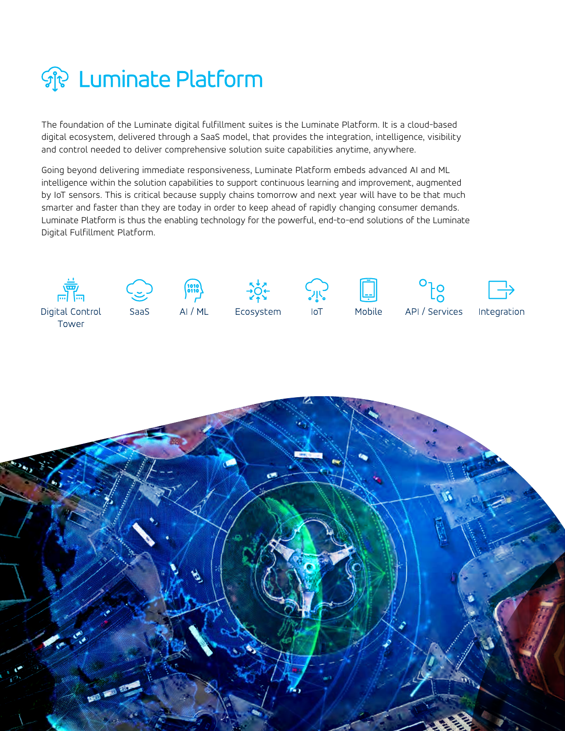# Luminate Platform

The foundation of the Luminate digital fulfillment suites is the Luminate Platform. It is a cloud-based digital ecosystem, delivered through a SaaS model, that provides the integration, intelligence, visibility and control needed to deliver comprehensive solution suite capabilities anytime, anywhere.

Going beyond delivering immediate responsiveness, Luminate Platform embeds advanced AI and ML intelligence within the solution capabilities to support continuous learning and improvement, augmented by IoT sensors. This is critical because supply chains tomorrow and next year will have to be that much smarter and faster than they are today in order to keep ahead of rapidly changing consumer demands. Luminate Platform is thus the enabling technology for the powerful, end-to-end solutions of the Luminate Digital Fulfillment Platform.

Digital Control Tower

SaaS

AI / ML

Ecosystem

IoT

Mobile

API / Services

Integration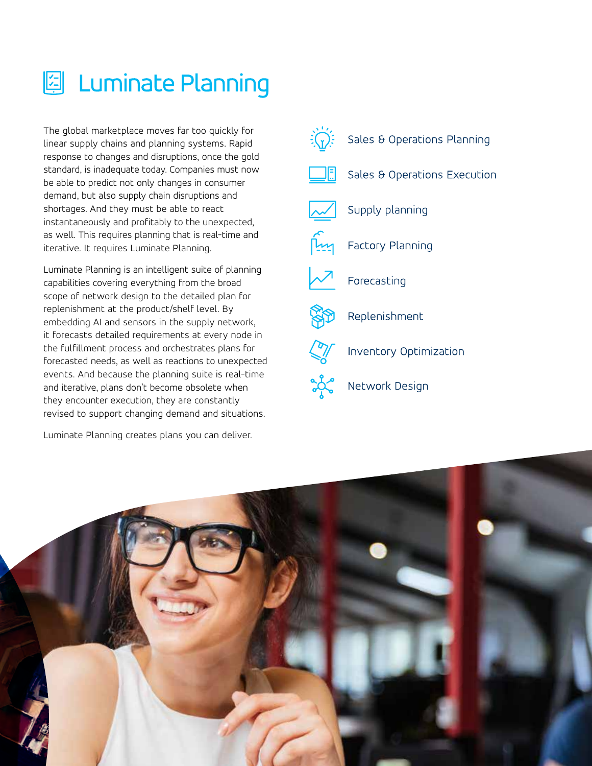# Luminate Planning

The global marketplace moves far too quickly for linear supply chains and planning systems. Rapid response to changes and disruptions, once the gold standard, is inadequate today. Companies must now be able to predict not only changes in consumer demand, but also supply chain disruptions and shortages. And they must be able to react instantaneously and profitably to the unexpected, as well. This requires planning that is real-time and iterative. It requires Luminate Planning.

Luminate Planning is an intelligent suite of planning capabilities covering everything from the broad scope of network design to the detailed plan for replenishment at the product/shelf level. By embedding AI and sensors in the supply network, it forecasts detailed requirements at every node in the fulfillment process and orchestrates plans for forecasted needs, as well as reactions to unexpected events. And because the planning suite is real-time and iterative, plans don't become obsolete when they encounter execution, they are constantly revised to support changing demand and situations.

Luminate Planning creates plans you can deliver.

- Sales & Operations Planning
- Sales & Operations Execution
- Supply planning
- Factory Planning
- Forecasting
- Replenishment
- Inventory Optimization
- Network Design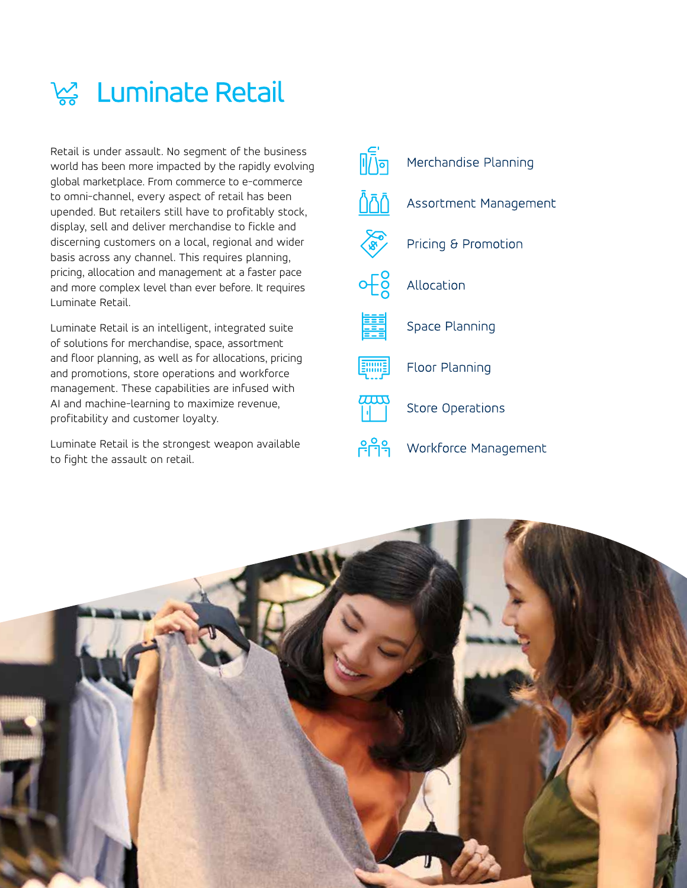# Luminate Retail

Retail is under assault. No segment of the business world has been more impacted by the rapidly evolving global marketplace. From commerce to e-commerce to omni-channel, every aspect of retail has been upended. But retailers still have to profitably stock, display, sell and deliver merchandise to fickle and discerning customers on a local, regional and wider basis across any channel. This requires planning, pricing, allocation and management at a faster pace and more complex level than ever before. It requires Luminate Retail.

Luminate Retail is an intelligent, integrated suite of solutions for merchandise, space, assortment and floor planning, as well as for allocations, pricing and promotions, store operations and workforce management. These capabilities are infused with AI and machine-learning to maximize revenue, profitability and customer loyalty.

Luminate Retail is the strongest weapon available to fight the assault on retail.

- Merchandise Planning
- Assortment Management
- Pricing & Promotion
- Allocation
- Space Planning
- Floor Planning
- Store Operations
- Workforce Management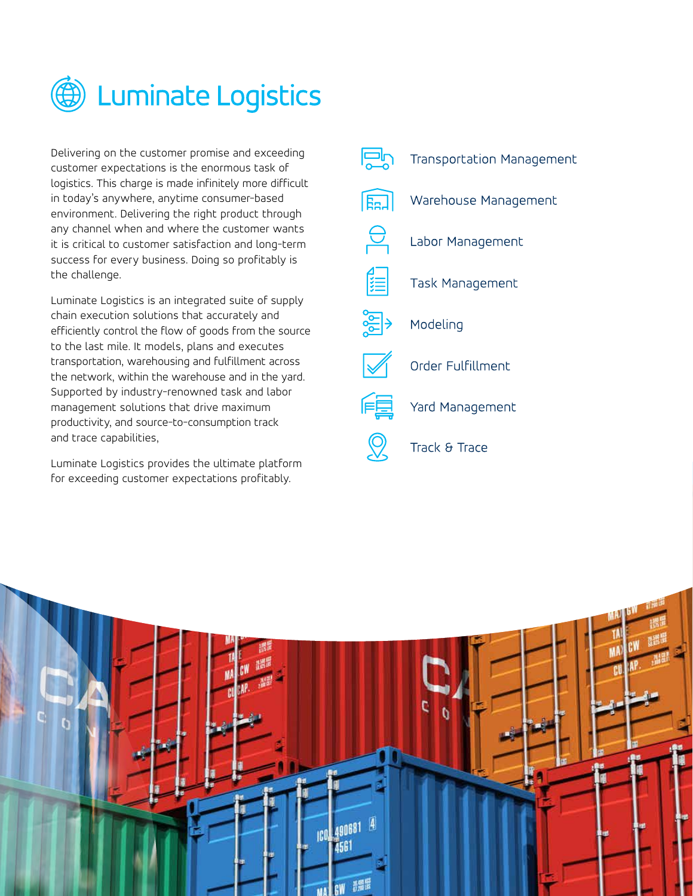# Luminate Logistics

Delivering on the customer promise and exceeding customer expectations is the enormous task of logistics. This charge is made infinitely more difficult in today's anywhere, anytime consumer-based environment. Delivering the right product through any channel when and where the customer wants it is critical to customer satisfaction and long-term success for every business. Doing so profitably is the challenge.

Luminate Logistics is an integrated suite of supply chain execution solutions that accurately and efficiently control the flow of goods from the source to the last mile. It models, plans and executes transportation, warehousing and fulfillment across the network, within the warehouse and in the yard. Supported by industry-renowned task and labor management solutions that drive maximum productivity, and source-to-consumption track and trace capabilities,

Luminate Logistics provides the ultimate platform for exceeding customer expectations profitably.

- Transportation Management
- Warehouse Management
- Labor Management
- Task Management
- Modeling
- Order Fulfillment
- Yard Management
- Track & Trace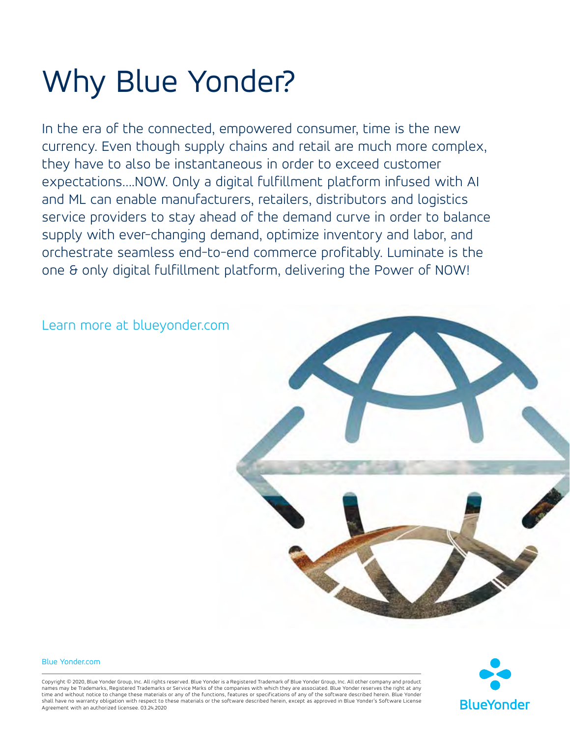# Why Blue Yonder?

In the era of the connected, empowered consumer, time is the new currency. Even though supply chains and retail are much more complex, they have to also be instantaneous in order to exceed customer expectations....NOW. Only a digital fulfillment platform infused with AI and ML can enable manufacturers, retailers, distributors and logistics service providers to stay ahead of the demand curve in order to balance supply with ever-changing demand, optimize inventory and labor, and orchestrate seamless end-to-end commerce profitably. Luminate is the one & only digital fulfillment platform, delivering the Power of NOW!

Learn more at blueyonder.com

Blue Yonder.com

Copyright © 2020, Blue Yonder Group, Inc. All rights reserved. Blue Yonder is a Registered Trademark of Blue Yonder Group, Inc. All other company and product names may be Trademarks, Registered Trademarks or Service Marks of the companies with which they are associated. Blue Yonder reserves the right at any time and without notice to change these materials or any of the functions, features or specifications of any of the software described herein. Blue Yonder shall have no warranty obligation with respect to these materials or the software described herein, except as approved in Blue Yonder's Software License Agreement with an authorized licensee. 03.24.2020

BlueYonder